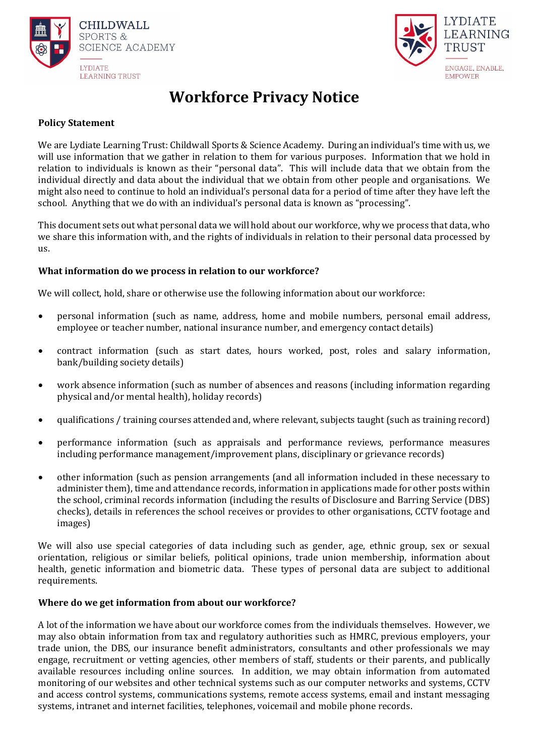CHILDWALL SPORTS & SCIENCE ACADEMY
LYDIATE LEARNING TRUST

LYDIATE LEARNING TRUST
ENGAGE, ENABLE, EMPOWER

# Workforce Privacy Notice

**Policy Statement**

We are Lydiate Learning Trust: Childwall Sports & Science Academy. During an individual's time with us, we will use information that we gather in relation to them for various purposes. Information that we hold in relation to individuals is known as their "personal data". This will include data that we obtain from the individual directly and data about the individual that we obtain from other people and organisations. We might also need to continue to hold an individual's personal data for a period of time after they have left the school. Anything that we do with an individual's personal data is known as "processing".

This document sets out what personal data we will hold about our workforce, why we process that data, who we share this information with, and the rights of individuals in relation to their personal data processed by us.

**What information do we process in relation to our workforce?**

We will collect, hold, share or otherwise use the following information about our workforce:

- personal information (such as name, address, home and mobile numbers, personal email address, employee or teacher number, national insurance number, and emergency contact details)
- contract information (such as start dates, hours worked, post, roles and salary information, bank/building society details)
- work absence information (such as number of absences and reasons (including information regarding physical and/or mental health), holiday records)
- qualifications / training courses attended and, where relevant, subjects taught (such as training record)
- performance information (such as appraisals and performance reviews, performance measures including performance management/improvement plans, disciplinary or grievance records)
- other information (such as pension arrangements (and all information included in these necessary to administer them), time and attendance records, information in applications made for other posts within the school, criminal records information (including the results of Disclosure and Barring Service (DBS) checks), details in references the school receives or provides to other organisations, CCTV footage and images)

We will also use special categories of data including such as gender, age, ethnic group, sex or sexual orientation, religious or similar beliefs, political opinions, trade union membership, information about health, genetic information and biometric data. These types of personal data are subject to additional requirements.

**Where do we get information from about our workforce?**

A lot of the information we have about our workforce comes from the individuals themselves. However, we may also obtain information from tax and regulatory authorities such as HMRC, previous employers, your trade union, the DBS, our insurance benefit administrators, consultants and other professionals we may engage, recruitment or vetting agencies, other members of staff, students or their parents, and publically available resources including online sources. In addition, we may obtain information from automated monitoring of our websites and other technical systems such as our computer networks and systems, CCTV and access control systems, communications systems, remote access systems, email and instant messaging systems, intranet and internet facilities, telephones, voicemail and mobile phone records.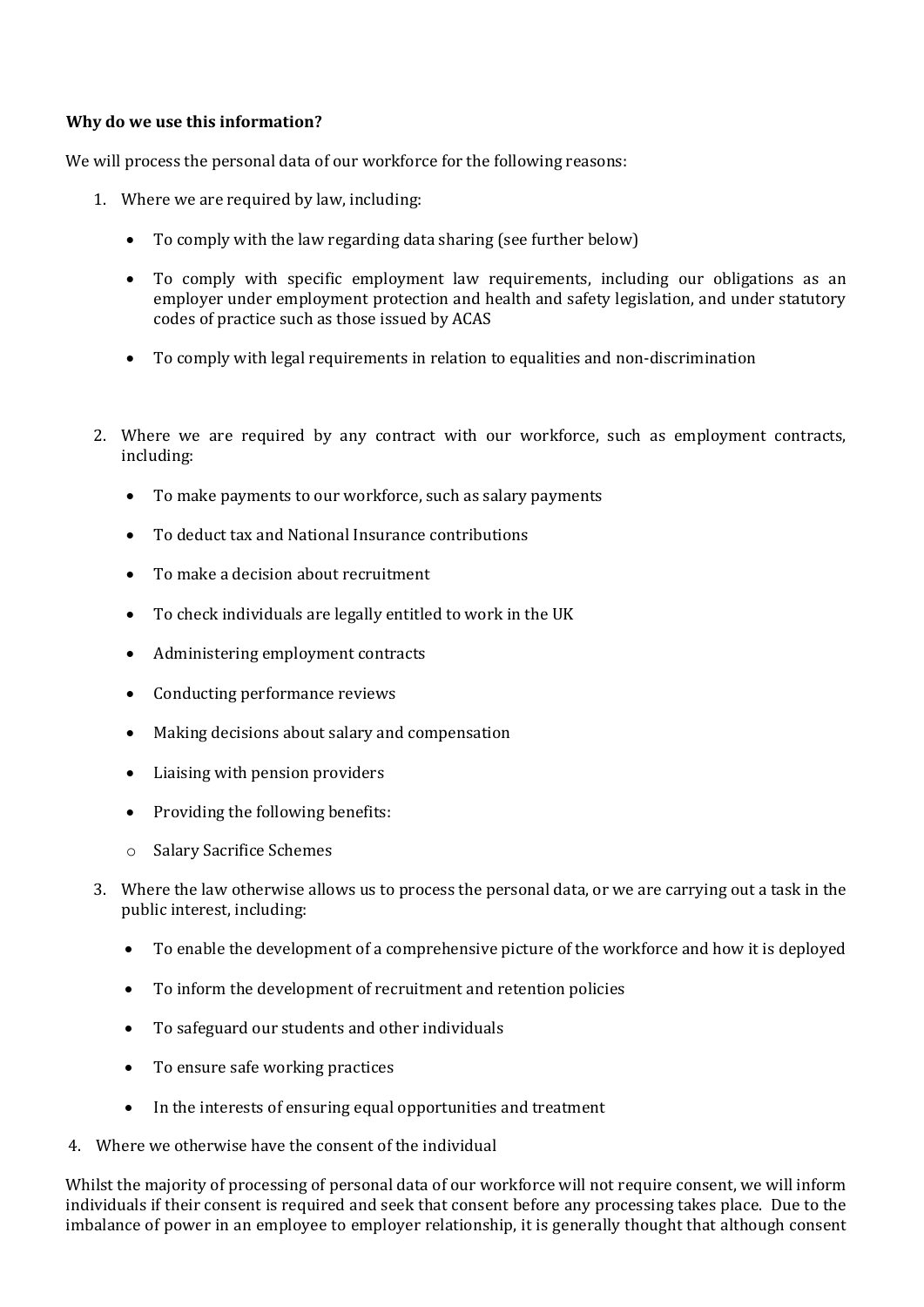**Why do we use this information?**

We will process the personal data of our workforce for the following reasons:

1. Where we are required by law, including:

    - To comply with the law regarding data sharing (see further below)
    - To comply with specific employment law requirements, including our obligations as an employer under employment protection and health and safety legislation, and under statutory codes of practice such as those issued by ACAS
    - To comply with legal requirements in relation to equalities and non-discrimination

2. Where we are required by any contract with our workforce, such as employment contracts, including:

    - To make payments to our workforce, such as salary payments
    - To deduct tax and National Insurance contributions
    - To make a decision about recruitment
    - To check individuals are legally entitled to work in the UK
    - Administering employment contracts
    - Conducting performance reviews
    - Making decisions about salary and compensation
    - Liaising with pension providers
    - Providing the following benefits:
        - Salary Sacrifice Schemes

3. Where the law otherwise allows us to process the personal data, or we are carrying out a task in the public interest, including:

    - To enable the development of a comprehensive picture of the workforce and how it is deployed
    - To inform the development of recruitment and retention policies
    - To safeguard our students and other individuals
    - To ensure safe working practices
    - In the interests of ensuring equal opportunities and treatment

4. Where we otherwise have the consent of the individual

Whilst the majority of processing of personal data of our workforce will not require consent, we will inform individuals if their consent is required and seek that consent before any processing takes place. Due to the imbalance of power in an employee to employer relationship, it is generally thought that although consent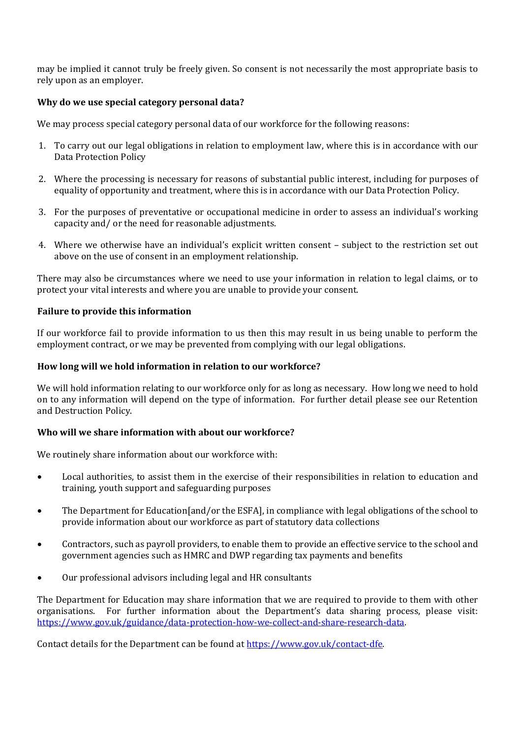may be implied it cannot truly be freely given. So consent is not necessarily the most appropriate basis to rely upon as an employer.

**Why do we use special category personal data?**

We may process special category personal data of our workforce for the following reasons:

1. To carry out our legal obligations in relation to employment law, where this is in accordance with our Data Protection Policy
2. Where the processing is necessary for reasons of substantial public interest, including for purposes of equality of opportunity and treatment, where this is in accordance with our Data Protection Policy.
3. For the purposes of preventative or occupational medicine in order to assess an individual's working capacity and/ or the need for reasonable adjustments.
4. Where we otherwise have an individual's explicit written consent – subject to the restriction set out above on the use of consent in an employment relationship.

There may also be circumstances where we need to use your information in relation to legal claims, or to protect your vital interests and where you are unable to provide your consent.

**Failure to provide this information**

If our workforce fail to provide information to us then this may result in us being unable to perform the employment contract, or we may be prevented from complying with our legal obligations.

**How long will we hold information in relation to our workforce?**

We will hold information relating to our workforce only for as long as necessary. How long we need to hold on to any information will depend on the type of information. For further detail please see our Retention and Destruction Policy.

**Who will we share information with about our workforce?**

We routinely share information about our workforce with:

- Local authorities, to assist them in the exercise of their responsibilities in relation to education and training, youth support and safeguarding purposes
- The Department for Education[and/or the ESFA], in compliance with legal obligations of the school to provide information about our workforce as part of statutory data collections
- Contractors, such as payroll providers, to enable them to provide an effective service to the school and government agencies such as HMRC and DWP regarding tax payments and benefits
- Our professional advisors including legal and HR consultants

The Department for Education may share information that we are required to provide to them with other organisations. For further information about the Department's data sharing process, please visit: [https://www.gov.uk/guidance/data-protection-how-we-collect-and-share-research-data](https://www.gov.uk/guidance/data-protection-how-we-collect-and-share-research-data).

Contact details for the Department can be found at [https://www.gov.uk/contact-dfe](https://www.gov.uk/contact-dfe).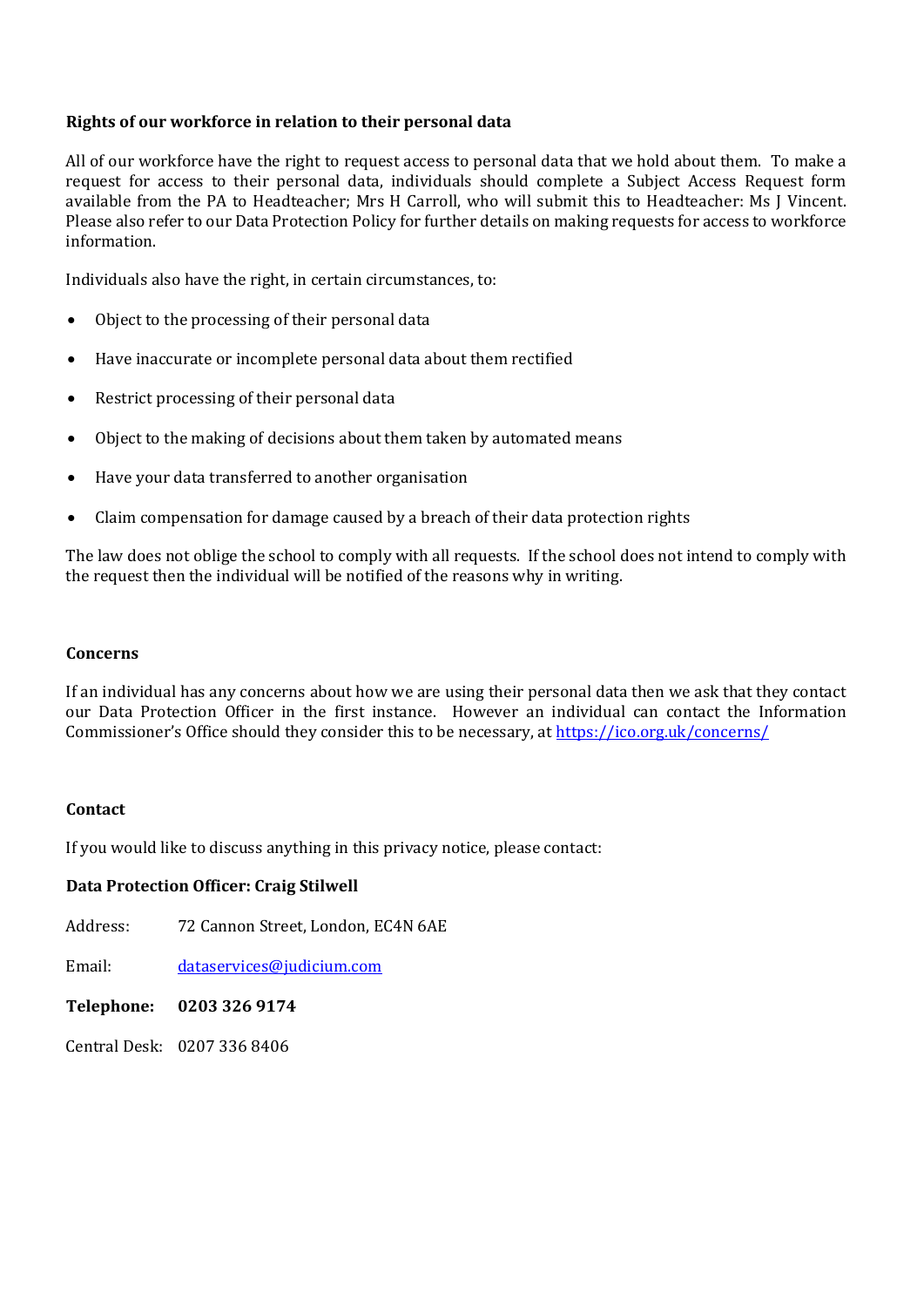**Rights of our workforce in relation to their personal data**

All of our workforce have the right to request access to personal data that we hold about them. To make a request for access to their personal data, individuals should complete a Subject Access Request form available from the PA to Headteacher; Mrs H Carroll, who will submit this to Headteacher: Ms J Vincent. Please also refer to our Data Protection Policy for further details on making requests for access to workforce information.

Individuals also have the right, in certain circumstances, to:

- Object to the processing of their personal data
- Have inaccurate or incomplete personal data about them rectified
- Restrict processing of their personal data
- Object to the making of decisions about them taken by automated means
- Have your data transferred to another organisation
- Claim compensation for damage caused by a breach of their data protection rights

The law does not oblige the school to comply with all requests. If the school does not intend to comply with the request then the individual will be notified of the reasons why in writing.

**Concerns**

If an individual has any concerns about how we are using their personal data then we ask that they contact our Data Protection Officer in the first instance. However an individual can contact the Information Commissioner's Office should they consider this to be necessary, at https://ico.org.uk/concerns/

**Contact**

If you would like to discuss anything in this privacy notice, please contact:

**Data Protection Officer: Craig Stilwell**

Address: 72 Cannon Street, London, EC4N 6AE

Email: dataservices@judicium.com

**Telephone: 0203 326 9174**

Central Desk: 0207 336 8406